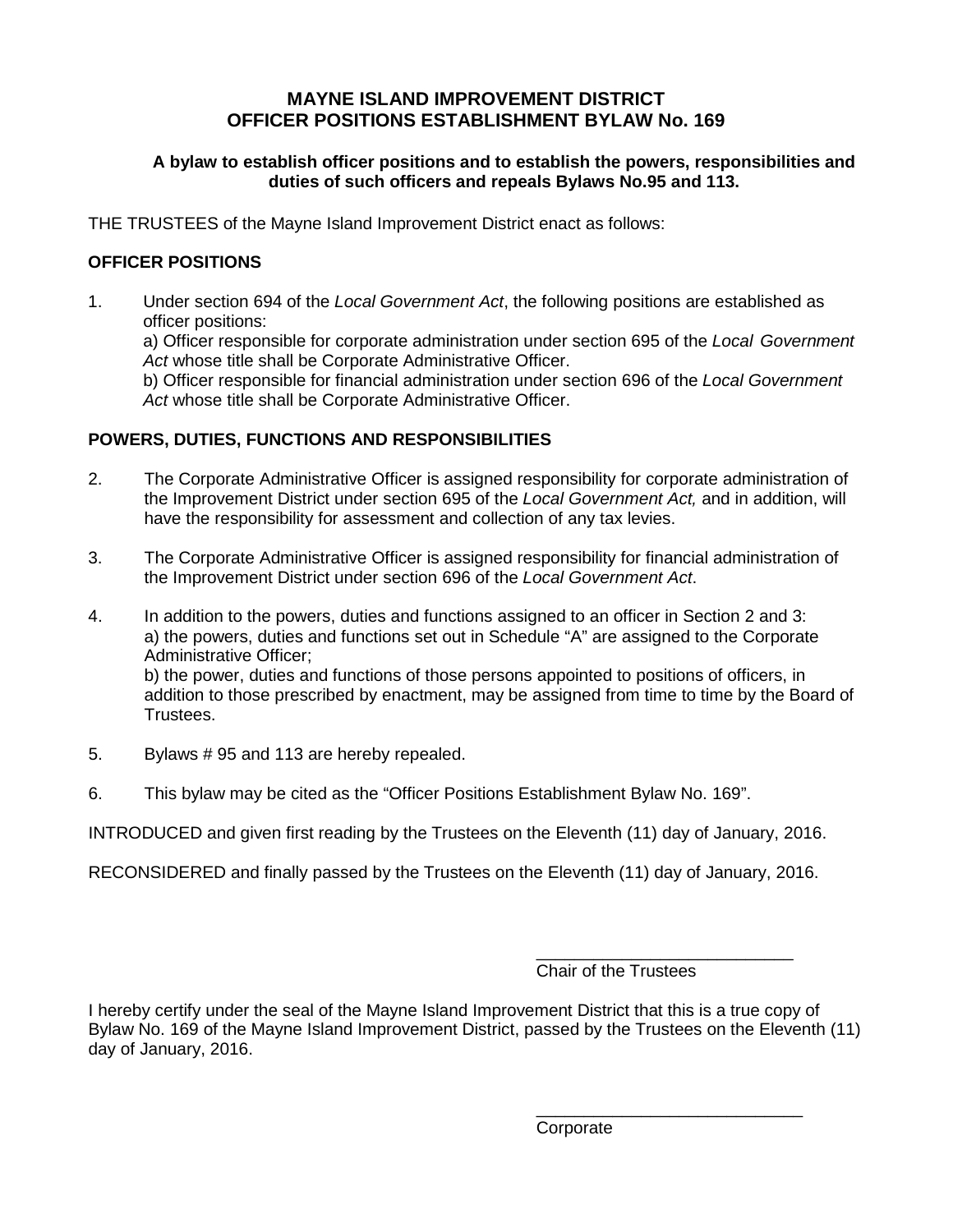# MAYNE ISLAND IMPROVEMENT DISTRICT
# OFFICER POSITIONS ESTABLISHMENT BYLAW No. 169

**A bylaw to establish officer positions and to establish the powers, responsibilities and duties of such officers and repeals Bylaws No.95 and 113.**

THE TRUSTEES of the Mayne Island Improvement District enact as follows:

## OFFICER POSITIONS

1. Under section 694 of the *Local Government Act*, the following positions are established as officer positions:
   a) Officer responsible for corporate administration under section 695 of the *Local Government Act* whose title shall be Corporate Administrative Officer.
   b) Officer responsible for financial administration under section 696 of the *Local Government Act* whose title shall be Corporate Administrative Officer.

## POWERS, DUTIES, FUNCTIONS AND RESPONSIBILITIES

2. The Corporate Administrative Officer is assigned responsibility for corporate administration of the Improvement District under section 695 of the *Local Government Act,* and in addition, will have the responsibility for assessment and collection of any tax levies.

3. The Corporate Administrative Officer is assigned responsibility for financial administration of the Improvement District under section 696 of the *Local Government Act*.

4. In addition to the powers, duties and functions assigned to an officer in Section 2 and 3:
   a) the powers, duties and functions set out in Schedule "A" are assigned to the Corporate Administrative Officer;
   b) the power, duties and functions of those persons appointed to positions of officers, in addition to those prescribed by enactment, may be assigned from time to time by the Board of Trustees.

5. Bylaws # 95 and 113 are hereby repealed.

6. This bylaw may be cited as the "Officer Positions Establishment Bylaw No. 169".

INTRODUCED and given first reading by the Trustees on the Eleventh (11) day of January, 2016.

RECONSIDERED and finally passed by the Trustees on the Eleventh (11) day of January, 2016.

\_\_\_\_\_\_\_\_\_\_\_\_\_\_\_\_\_\_\_\_\_\_\_\_\_\_\_
Chair of the Trustees

I hereby certify under the seal of the Mayne Island Improvement District that this is a true copy of Bylaw No. 169 of the Mayne Island Improvement District, passed by the Trustees on the Eleventh (11) day of January, 2016.

\_\_\_\_\_\_\_\_\_\_\_\_\_\_\_\_\_\_\_\_\_\_\_\_\_\_\_
Corporate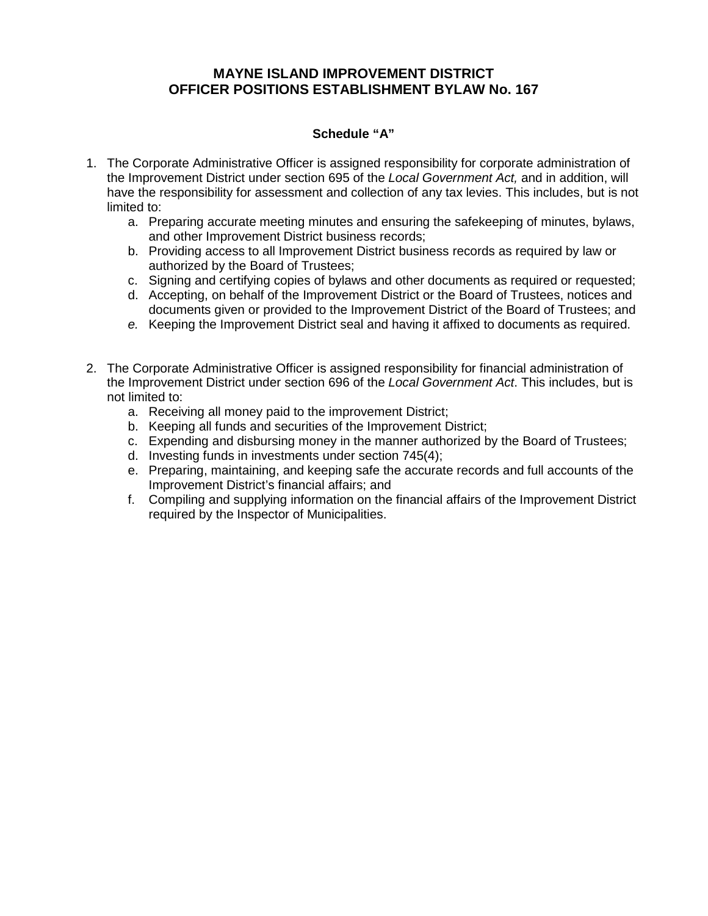# MAYNE ISLAND IMPROVEMENT DISTRICT
# OFFICER POSITIONS ESTABLISHMENT BYLAW No. 167

### Schedule "A"

1. The Corporate Administrative Officer is assigned responsibility for corporate administration of the Improvement District under section 695 of the *Local Government Act,* and in addition, will have the responsibility for assessment and collection of any tax levies. This includes, but is not limited to:
   a. Preparing accurate meeting minutes and ensuring the safekeeping of minutes, bylaws, and other Improvement District business records;
   b. Providing access to all Improvement District business records as required by law or authorized by the Board of Trustees;
   c. Signing and certifying copies of bylaws and other documents as required or requested;
   d. Accepting, on behalf of the Improvement District or the Board of Trustees, notices and documents given or provided to the Improvement District of the Board of Trustees; and
   *e.* Keeping the Improvement District seal and having it affixed to documents as required.

2. The Corporate Administrative Officer is assigned responsibility for financial administration of the Improvement District under section 696 of the *Local Government Act*. This includes, but is not limited to:
   a. Receiving all money paid to the improvement District;
   b. Keeping all funds and securities of the Improvement District;
   c. Expending and disbursing money in the manner authorized by the Board of Trustees;
   d. Investing funds in investments under section 745(4);
   e. Preparing, maintaining, and keeping safe the accurate records and full accounts of the Improvement District's financial affairs; and
   f. Compiling and supplying information on the financial affairs of the Improvement District required by the Inspector of Municipalities.